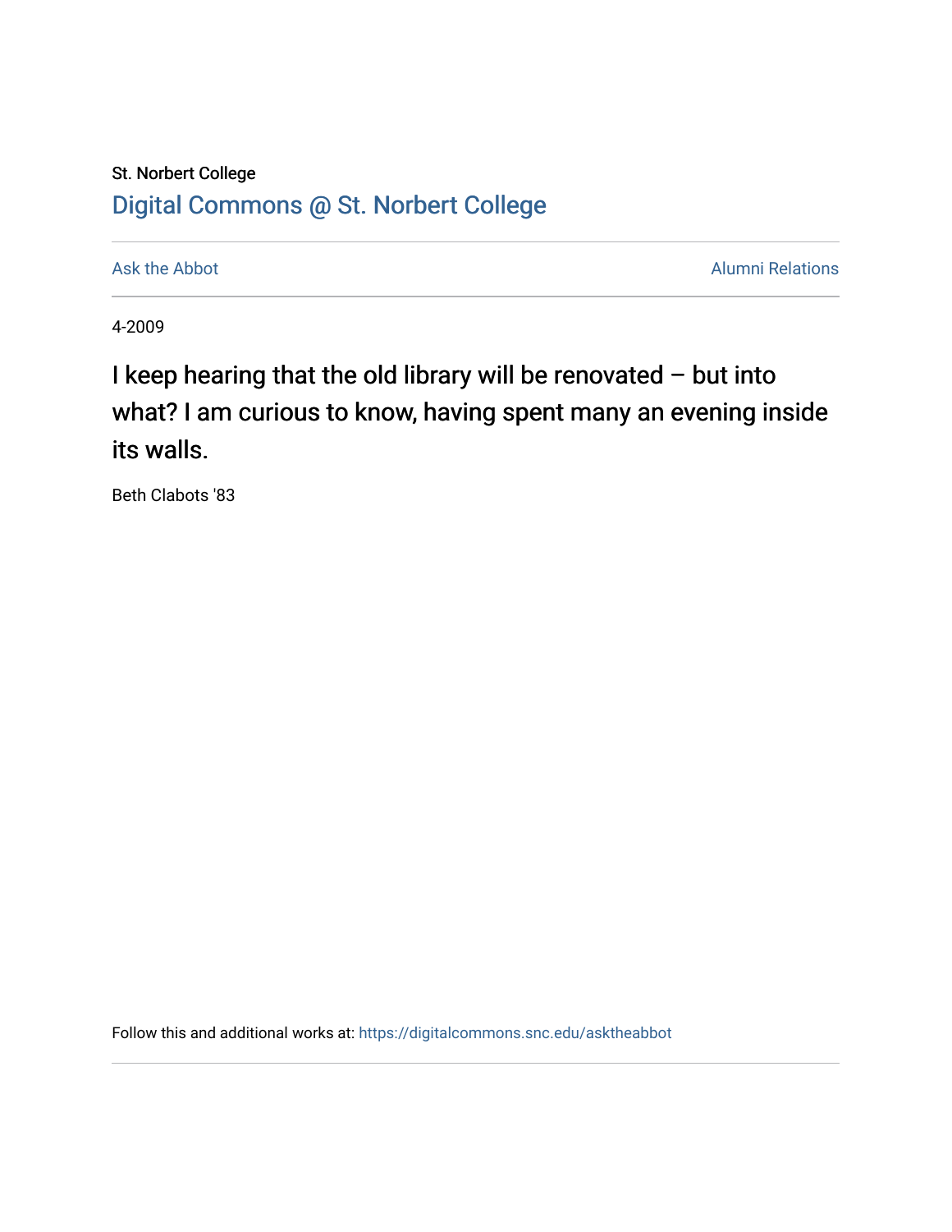St. Norbert College

## Digital Commons @ St. Norbert College

Ask the Abbot | Alumni Relations

4-2009

# I keep hearing that the old library will be renovated – but into what? I am curious to know, having spent many an evening inside its walls.

Beth Clabots '83

Follow this and additional works at: https://digitalcommons.snc.edu/asktheabbot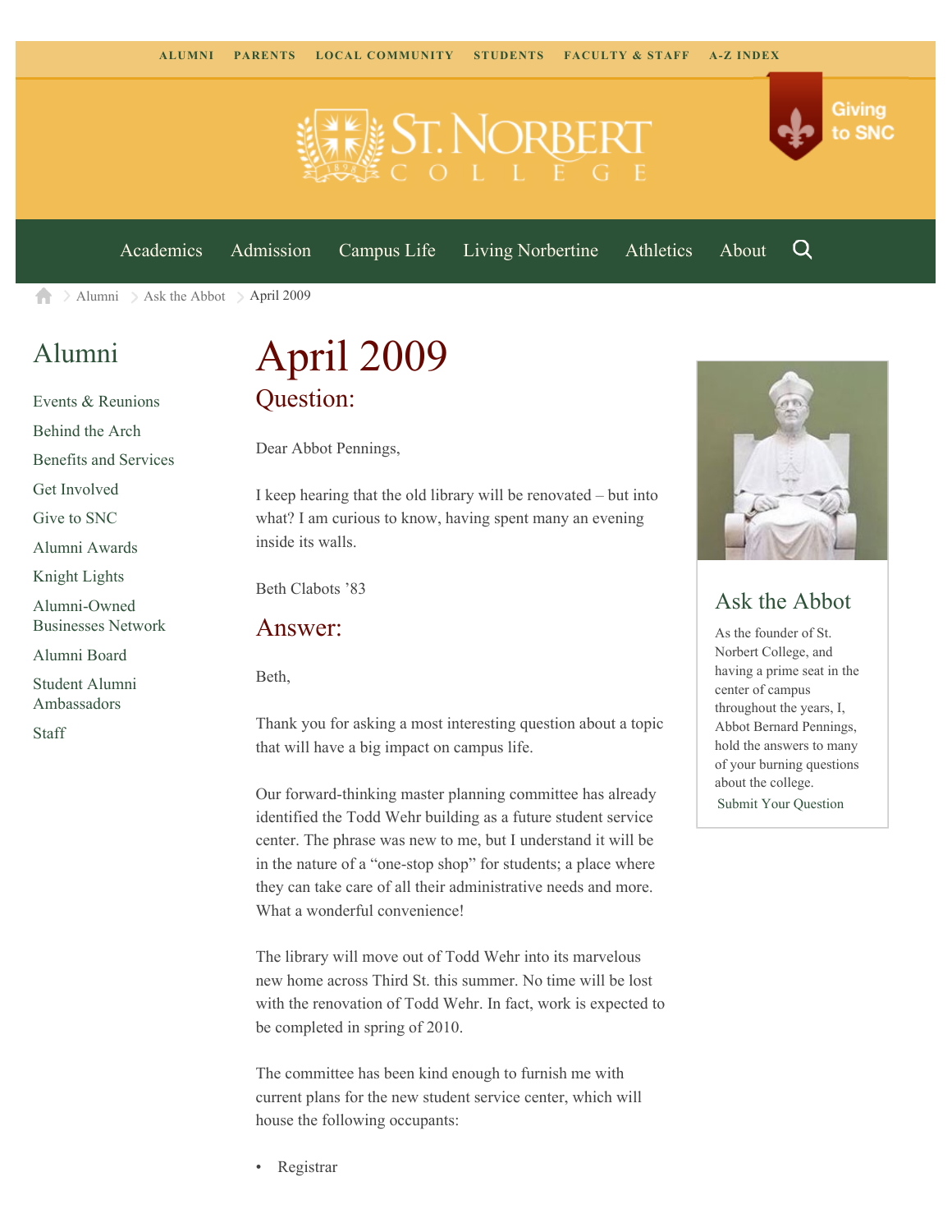ALUMNI PARENTS LOCAL COMMUNITY STUDENTS FACULTY & STAFF A-Z INDEX

Giving to SNC

Academics Admission Campus Life Living Norbertine Athletics About

Alumni > Ask the Abbot > April 2009

## Alumni

- Events & Reunions
- Behind the Arch
- Benefits and Services
- Get Involved
- Give to SNC
- Alumni Awards
- Knight Lights
- Alumni-Owned Businesses Network
- Alumni Board
- Student Alumni Ambassadors
- Staff

# April 2009

## Question:

Dear Abbot Pennings,

I keep hearing that the old library will be renovated – but into what? I am curious to know, having spent many an evening inside its walls.

Beth Clabots '83

## Answer:

Beth,

Thank you for asking a most interesting question about a topic that will have a big impact on campus life.

Our forward-thinking master planning committee has already identified the Todd Wehr building as a future student service center. The phrase was new to me, but I understand it will be in the nature of a "one-stop shop" for students; a place where they can take care of all their administrative needs and more. What a wonderful convenience!

The library will move out of Todd Wehr into its marvelous new home across Third St. this summer. No time will be lost with the renovation of Todd Wehr. In fact, work is expected to be completed in spring of 2010.

The committee has been kind enough to furnish me with current plans for the new student service center, which will house the following occupants:

- Registrar

## Ask the Abbot

As the founder of St. Norbert College, and having a prime seat in the center of campus throughout the years, I, Abbot Bernard Pennings, hold the answers to many of your burning questions about the college.

Submit Your Question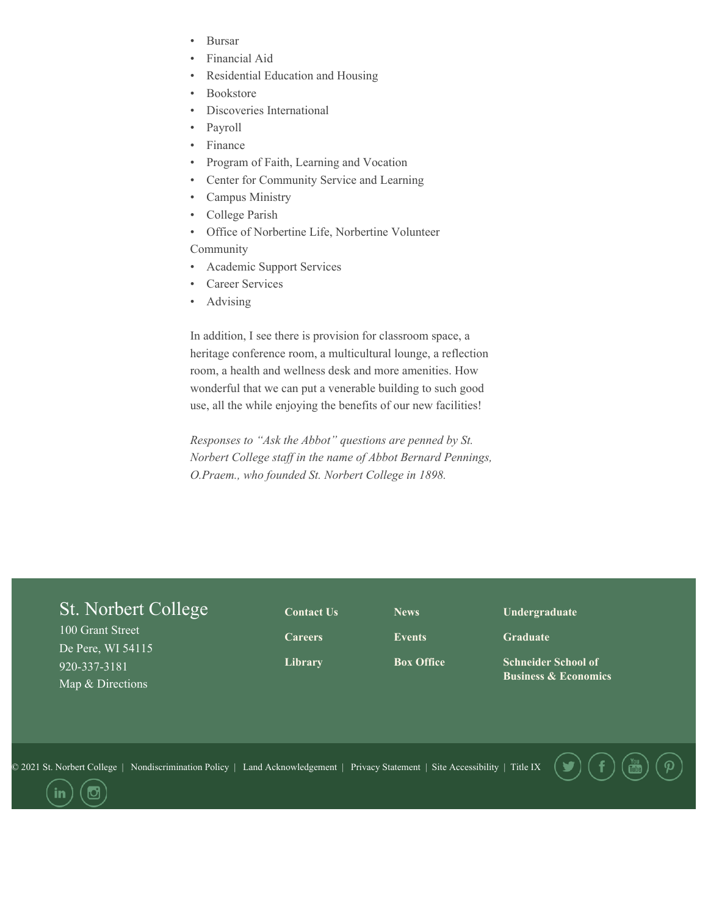- Bursar
- Financial Aid
- Residential Education and Housing
- Bookstore
- Discoveries International
- Payroll
- Finance
- Program of Faith, Learning and Vocation
- Center for Community Service and Learning
- Campus Ministry
- College Parish
- Office of Norbertine Life, Norbertine Volunteer Community
- Academic Support Services
- Career Services
- Advising

In addition, I see there is provision for classroom space, a heritage conference room, a multicultural lounge, a reflection room, a health and wellness desk and more amenities. How wonderful that we can put a venerable building to such good use, all the while enjoying the benefits of our new facilities!

*Responses to "Ask the Abbot" questions are penned by St. Norbert College staff in the name of Abbot Bernard Pennings, O.Praem., who founded St. Norbert College in 1898.*

St. Norbert College
100 Grant Street
De Pere, WI 54115
920-337-3181
Map & Directions

**Contact Us** **News** **Undergraduate**
**Careers** **Events** **Graduate**
**Library** **Box Office** **Schneider School of Business & Economics**

© 2021 St. Norbert College | Nondiscrimination Policy | Land Acknowledgement | Privacy Statement | Site Accessibility | Title IX